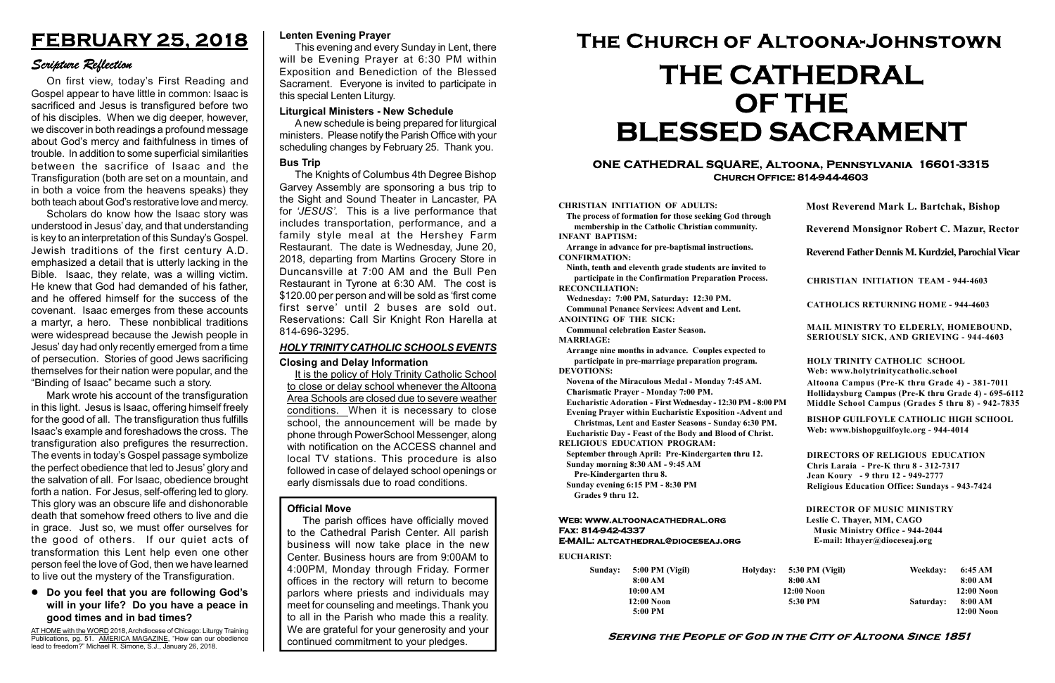# FEBRUARY 25, 2018

## *Scripture Reflection*

On first view, today's First Reading and Gospel appear to have little in common: Isaac is sacrificed and Jesus is transfigured before two of his disciples. When we dig deeper, however, we discover in both readings a profound message about God's mercy and faithfulness in times of trouble. In addition to some superficial similarities between the sacrifice of Isaac and the Transfiguration (both are set on a mountain, and in both a voice from the heavens speaks) they both teach about God's restorative love and mercy.

Scholars do know how the Isaac story was understood in Jesus' day, and that understanding is key to an interpretation of this Sunday's Gospel. Jewish traditions of the first century A.D. emphasized a detail that is utterly lacking in the Bible. Isaac, they relate, was a willing victim. He knew that God had demanded of his father, and he offered himself for the success of the covenant. Isaac emerges from these accounts a martyr, a hero. These nonbiblical traditions were widespread because the Jewish people in Jesus' day had only recently emerged from a time of persecution. Stories of good Jews sacrificing themselves for their nation were popular, and the "Binding of Isaac" became such a story.

Mark wrote his account of the transfiguration in this light. Jesus is Isaac, offering himself freely for the good of all. The transfiguration thus fulfills Isaac's example and foreshadows the cross. The transfiguration also prefigures the resurrection. The events in today's Gospel passage symbolize the perfect obedience that led to Jesus' glory and the salvation of all. For Isaac, obedience brought forth a nation. For Jesus, self-offering led to glory. This glory was an obscure life and dishonorable death that somehow freed others to live and die in grace. Just so, we must offer ourselves for the good of others. If our quiet acts of transformation this Lent help even one other person feel the love of God, then we have learned to live out the mystery of the Transfiguration.

- **Do you feel that you are following God's will in your life? Do you have a peace in good times and in bad times?**

AT HOME with the WORD 2018, Archdiocese of Chicago: Liturgy Training Publications, pg. 51. AMERICA MAGAZINE, "How can our obedience lead to freedom?" Michael R. Simone, S.J., January 26, 2018.

### Lenten Evening Prayer

This evening and every Sunday in Lent, there will be Evening Prayer at 6:30 PM within Exposition and Benediction of the Blessed Sacrament. Everyone is invited to participate in this special Lenten Liturgy.

### Liturgical Ministers - New Schedule

A new schedule is being prepared for liturgical ministers. Please notify the Parish Office with your scheduling changes by February 25. Thank you.

### Bus Trip

The Knights of Columbus 4th Degree Bishop Garvey Assembly are sponsoring a bus trip to the Sight and Sound Theater in Lancaster, PA for *'JESUS'*. This is a live performance that includes transportation, performance, and a family style meal at the Hershey Farm Restaurant. The date is Wednesday, June 20, 2018, departing from Martins Grocery Store in Duncansville at 7:00 AM and the Bull Pen Restaurant in Tyrone at 6:30 AM. The cost is $120.00 per person and will be sold as 'first come first serve' until 2 buses are sold out. Reservations: Call Sir Knight Ron Harella at 814-696-3295.

### *HOLY TRINITY CATHOLIC SCHOOLS EVENTS*

### Closing and Delay Information

It is the policy of Holy Trinity Catholic School to close or delay school whenever the Altoona Area Schools are closed due to severe weather conditions. When it is necessary to close school, the announcement will be made by phone through PowerSchool Messenger, along with notification on the ACCESS channel and local TV stations. This procedure is also followed in case of delayed school openings or early dismissals due to road conditions.

### Official Move

The parish offices have officially moved to the Cathedral Parish Center. All parish business will now take place in the new Center. Business hours are from 9:00AM to 4:00PM, Monday through Friday. Former offices in the rectory will return to become parlors where priests and individuals may meet for counseling and meetings. Thank you to all in the Parish who made this a reality. We are grateful for your generosity and your continued commitment to your pledges.

# The Church of Altoona-Johnstown

# THE CATHEDRAL OF THE BLESSED SACRAMENT

## ONE CATHEDRAL SQUARE, Altoona, Pennsylvania 16601-3315
**Church Office: 814-944-4603**

**CHRISTIAN INITIATION OF ADULTS:** The process of formation for those seeking God through membership in the Catholic Christian community.
**INFANT BAPTISM:** Arrange in advance for pre-baptismal instructions.
**CONFIRMATION:** Ninth, tenth and eleventh grade students are invited to participate in the Confirmation Preparation Process.
**RECONCILIATION:** Wednesday: 7:00 PM, Saturday: 12:30 PM. Communal Penance Services: Advent and Lent.
**ANOINTING OF THE SICK:** Communal celebration Easter Season.
**MARRIAGE:** Arrange nine months in advance. Couples expected to participate in pre-marriage preparation program.
**DEVOTIONS:**
Novena of the Miraculous Medal - Monday 7:45 AM.
Charismatic Prayer - Monday 7:00 PM.
Eucharistic Adoration - First Wednesday - 12:30 PM - 8:00 PM
Evening Prayer within Eucharistic Exposition -Advent and Christmas, Lent and Easter Seasons - Sunday 6:30 PM.
Eucharistic Day - Feast of the Body and Blood of Christ.
**RELIGIOUS EDUCATION PROGRAM:**
September through April: Pre-Kindergarten thru 12.
Sunday morning 8:30 AM - 9:45 AM Pre-Kindergarten thru 8.
Sunday evening 6:15 PM - 8:30 PM Grades 9 thru 12.

**Most Reverend Mark L. Bartchak, Bishop**

**Reverend Monsignor Robert C. Mazur, Rector**

**Reverend Father Dennis M. Kurdziel, Parochial Vicar**

**CHRISTIAN INITIATION TEAM - 944-4603**

**CATHOLICS RETURNING HOME - 944-4603**

**MAIL MINISTRY TO ELDERLY, HOMEBOUND, SERIOUSLY SICK, AND GRIEVING - 944-4603**

**HOLY TRINITY CATHOLIC SCHOOL**
**Web: www.holytrinitycatholic.school**
Altoona Campus (Pre-K thru Grade 4) - 381-7011
Hollidaysburg Campus (Pre-K thru Grade 4) - 695-6112
Middle School Campus (Grades 5 thru 8) - 942-7835

**BISHOP GUILFOYLE CATHOLIC HIGH SCHOOL**
**Web: www.bishopguilfoyle.org - 944-4014**

**DIRECTORS OF RELIGIOUS EDUCATION**
Chris Laraia - Pre-K thru 8 - 312-7317
Jean Koury - 9 thru 12 - 949-2777
Religious Education Office: Sundays - 943-7424

**DIRECTOR OF MUSIC MINISTRY**
Leslie C. Thayer, MM, CAGO
Music Ministry Office - 944-2044
E-mail: lthayer@dioceseaj.org

**Web: www.altoonacathedral.org**
**Fax: 814-942-4337**
**E-MAIL: altcathedral@dioceseaj.org**

**EUCHARIST:**

| | | | | | |
|---|---|---|---|---|---|
| Sunday: | 5:00 PM (Vigil) | Holyday: | 5:30 PM (Vigil) | Weekday: | 6:45 AM |
| | 8:00 AM | | 8:00 AM | | 8:00 AM |
| | 10:00 AM | | 12:00 Noon | | 12:00 Noon |
| | 12:00 Noon | | 5:30 PM | Saturday: | 8:00 AM |
| | 5:00 PM | | | | 12:00 Noon |

**Serving the People of God in the City of Altoona Since 1851**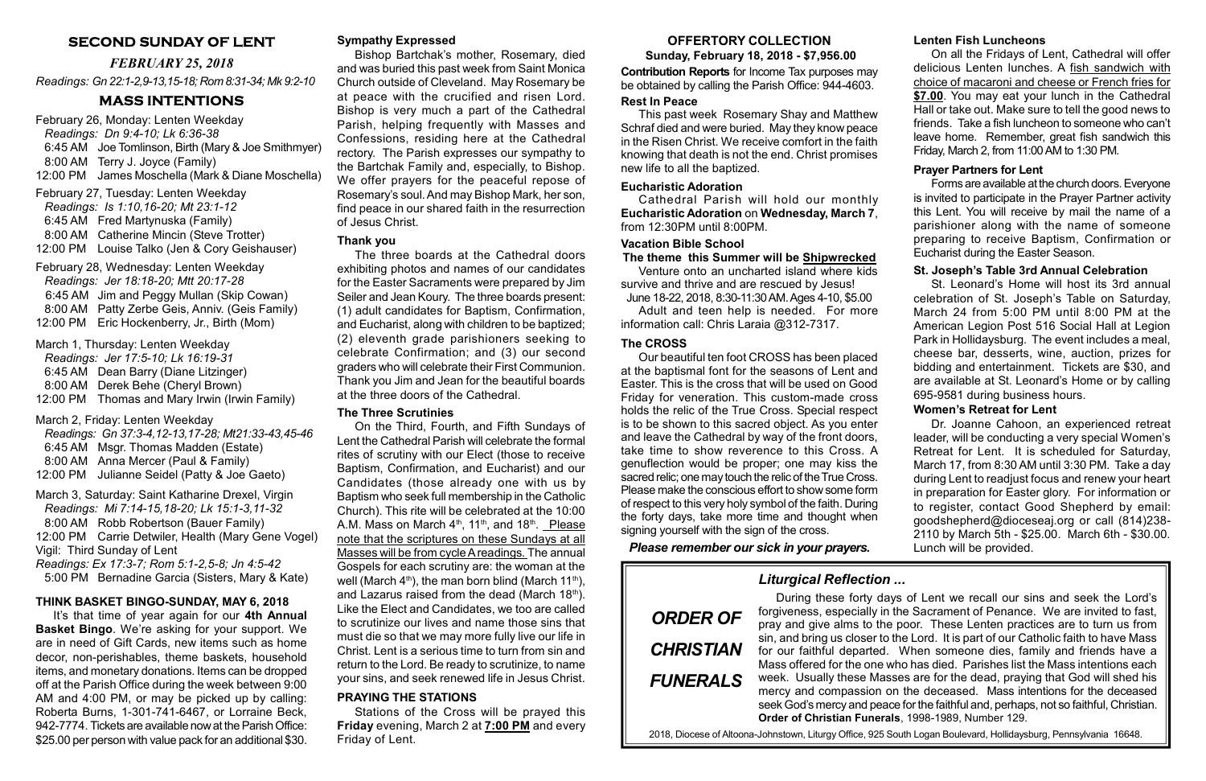# SECOND SUNDAY OF LENT

*FEBRUARY 25, 2018*

*Readings: Gn 22:1-2,9-13,15-18; Rom 8:31-34; Mk 9:2-10*

## MASS INTENTIONS

February 26, Monday: Lenten Weekday
*Readings: Dn 9:4-10; Lk 6:36-38*
6:45 AM Joe Tomlinson, Birth (Mary & Joe Smithmyer)
8:00 AM Terry J. Joyce (Family)
12:00 PM James Moschella (Mark & Diane Moschella)

February 27, Tuesday: Lenten Weekday
*Readings: Is 1:10,16-20; Mt 23:1-12*
6:45 AM Fred Martynuska (Family)
8:00 AM Catherine Mincin (Steve Trotter)
12:00 PM Louise Talko (Jen & Cory Geishauser)

February 28, Wednesday: Lenten Weekday
*Readings: Jer 18:18-20; Mtt 20:17-28*
6:45 AM Jim and Peggy Mullan (Skip Cowan)
8:00 AM Patty Zerbe Geis, Anniv. (Geis Family)
12:00 PM Eric Hockenberry, Jr., Birth (Mom)

March 1, Thursday: Lenten Weekday
*Readings: Jer 17:5-10; Lk 16:19-31*
6:45 AM Dean Barry (Diane Litzinger)
8:00 AM Derek Behe (Cheryl Brown)
12:00 PM Thomas and Mary Irwin (Irwin Family)

March 2, Friday: Lenten Weekday
*Readings: Gn 37:3-4,12-13,17-28; Mt21:33-43,45-46*
6:45 AM Msgr. Thomas Madden (Estate)
8:00 AM Anna Mercer (Paul & Family)
12:00 PM Julianne Seidel (Patty & Joe Gaeto)

March 3, Saturday: Saint Katharine Drexel, Virgin
*Readings: Mi 7:14-15,18-20; Lk 15:1-3,11-32*
8:00 AM Robb Robertson (Bauer Family)
12:00 PM Carrie Detwiler, Health (Mary Gene Vogel)
Vigil: Third Sunday of Lent
*Readings: Ex 17:3-7; Rom 5:1-2,5-8; Jn 4:5-42*
5:00 PM Bernadine Garcia (Sisters, Mary & Kate)

### THINK BASKET BINGO-SUNDAY, MAY 6, 2018

It's that time of year again for our **4th Annual Basket Bingo**. We're asking for your support. We are in need of Gift Cards, new items such as home decor, non-perishables, theme baskets, household items, and monetary donations. Items can be dropped off at the Parish Office during the week between 9:00 AM and 4:00 PM, or may be picked up by calling: Roberta Burns, 1-301-741-6467, or Lorraine Beck, 942-7774. Tickets are available now at the Parish Office: $25.00 per person with value pack for an additional $30.

### Sympathy Expressed

Bishop Bartchak's mother, Rosemary, died and was buried this past week from Saint Monica Church outside of Cleveland. May Rosemary be at peace with the crucified and risen Lord. Bishop is very much a part of the Cathedral Parish, helping frequently with Masses and Confessions, residing here at the Cathedral rectory. The Parish expresses our sympathy to the Bartchak Family and, especially, to Bishop. We offer prayers for the peaceful repose of Rosemary's soul. And may Bishop Mark, her son, find peace in our shared faith in the resurrection of Jesus Christ.

### Thank you

The three boards at the Cathedral doors exhibiting photos and names of our candidates for the Easter Sacraments were prepared by Jim Seiler and Jean Koury. The three boards present: (1) adult candidates for Baptism, Confirmation, and Eucharist, along with children to be baptized; (2) eleventh grade parishioners seeking to celebrate Confirmation; and (3) our second graders who will celebrate their First Communion. Thank you Jim and Jean for the beautiful boards at the three doors of the Cathedral.

### The Three Scrutinies

On the Third, Fourth, and Fifth Sundays of Lent the Cathedral Parish will celebrate the formal rites of scrutiny with our Elect (those to receive Baptism, Confirmation, and Eucharist) and our Candidates (those already one with us by Baptism who seek full membership in the Catholic Church). This rite will be celebrated at the 10:00 A.M. Mass on March 4th, 11th, and 18th. Please note that the scriptures on these Sundays at all Masses will be from cycle A readings. The annual Gospels for each scrutiny are: the woman at the well (March 4th), the man born blind (March 11th), and Lazarus raised from the dead (March 18th). Like the Elect and Candidates, we too are called to scrutinize our lives and name those sins that must die so that we may more fully live our life in Christ. Lent is a serious time to turn from sin and return to the Lord. Be ready to scrutinize, to name your sins, and seek renewed life in Jesus Christ.

### PRAYING THE STATIONS

Stations of the Cross will be prayed this **Friday** evening, March 2 at **7:00 PM** and every Friday of Lent.

### OFFERTORY COLLECTION
**Sunday, February 18, 2018 - $7,956.00**

**Contribution Reports** for Income Tax purposes may be obtained by calling the Parish Office: 944-4603.

### Rest In Peace

This past week Rosemary Shay and Matthew Schraf died and were buried. May they know peace in the Risen Christ. We receive comfort in the faith knowing that death is not the end. Christ promises new life to all the baptized.

### Eucharistic Adoration

Cathedral Parish will hold our monthly **Eucharistic Adoration** on **Wednesday, March 7**, from 12:30PM until 8:00PM.

### Vacation Bible School

**The theme this Summer will be Shipwrecked**

Venture onto an uncharted island where kids survive and thrive and are rescued by Jesus!
June 18-22, 2018, 8:30-11:30 AM. Ages 4-10, $5.00

Adult and teen help is needed. For more information call: Chris Laraia @312-7317.

### The CROSS

Our beautiful ten foot CROSS has been placed at the baptismal font for the seasons of Lent and Easter. This is the cross that will be used on Good Friday for veneration. This custom-made cross holds the relic of the True Cross. Special respect is to be shown to this sacred object. As you enter and leave the Cathedral by way of the front doors, take time to show reverence to this Cross. A genuflection would be proper; one may kiss the sacred relic; one may touch the relic of the True Cross. Please make the conscious effort to show some form of respect to this very holy symbol of the faith. During the forty days, take more time and thought when signing yourself with the sign of the cross.

***Please remember our sick in your prayers.***

### Lenten Fish Luncheons

On all the Fridays of Lent, Cathedral will offer delicious Lenten lunches. A fish sandwich with choice of macaroni and cheese or French fries for **$7.00**. You may eat your lunch in the Cathedral Hall or take out. Make sure to tell the good news to friends. Take a fish luncheon to someone who can't leave home. Remember, great fish sandwich this Friday, March 2, from 11:00 AM to 1:30 PM.

### Prayer Partners for Lent

Forms are available at the church doors. Everyone is invited to participate in the Prayer Partner activity this Lent. You will receive by mail the name of a parishioner along with the name of someone preparing to receive Baptism, Confirmation or Eucharist during the Easter Season.

### St. Joseph's Table 3rd Annual Celebration

St. Leonard's Home will host its 3rd annual celebration of St. Joseph's Table on Saturday, March 24 from 5:00 PM until 8:00 PM at the American Legion Post 516 Social Hall at Legion Park in Hollidaysburg. The event includes a meal, cheese bar, desserts, wine, auction, prizes for bidding and entertainment. Tickets are $30, and are available at St. Leonard's Home or by calling 695-9581 during business hours.

### Women's Retreat for Lent

Dr. Joanne Cahoon, an experienced retreat leader, will be conducting a very special Women's Retreat for Lent. It is scheduled for Saturday, March 17, from 8:30 AM until 3:30 PM. Take a day during Lent to readjust focus and renew your heart in preparation for Easter glory. For information or to register, contact Good Shepherd by email: goodshepherd@dioceseaj.org or call (814)238-2110 by March 5th - $25.00. March 6th - $30.00. Lunch will be provided.

### *Liturgical Reflection ...*

***ORDER OF CHRISTIAN FUNERALS***

During these forty days of Lent we recall our sins and seek the Lord's forgiveness, especially in the Sacrament of Penance. We are invited to fast, pray and give alms to the poor. These Lenten practices are to turn us from sin, and bring us closer to the Lord. It is part of our Catholic faith to have Mass for our faithful departed. When someone dies, family and friends have a Mass offered for the one who has died. Parishes list the Mass intentions each week. Usually these Masses are for the dead, praying that God will shed his mercy and compassion on the deceased. Mass intentions for the deceased seek God's mercy and peace for the faithful and, perhaps, not so faithful, Christian. **Order of Christian Funerals**, 1998-1989, Number 129.

2018, Diocese of Altoona-Johnstown, Liturgy Office, 925 South Logan Boulevard, Hollidaysburg, Pennsylvania 16648.